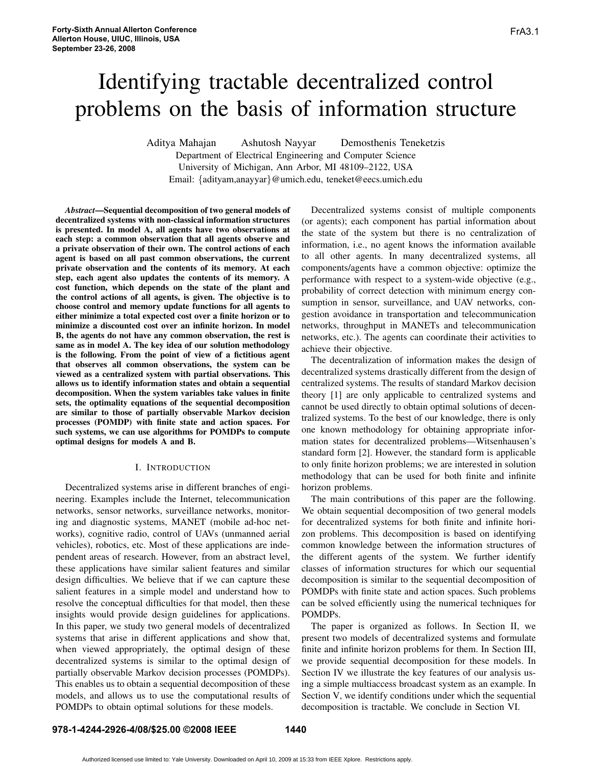# Identifying tractable decentralized control problems on the basis of information structure

Aditya Mahajan Ashutosh Nayyar Demosthenis Teneketzis

Department of Electrical Engineering and Computer Science
University of Michigan, Ann Arbor, MI 48109–2122, USA
Email: {adityam,anayyar}@umich.edu, teneket@eecs.umich.edu

***Abstract*—Sequential decomposition of two general models of decentralized systems with non-classical information structures is presented. In model A, all agents have two observations at each step: a common observation that all agents observe and a private observation of their own. The control actions of each agent is based on all past common observations, the current private observation and the contents of its memory. At each step, each agent also updates the contents of its memory. A cost function, which depends on the state of the plant and the control actions of all agents, is given. The objective is to choose control and memory update functions for all agents to either minimize a total expected cost over a finite horizon or to minimize a discounted cost over an infinite horizon. In model B, the agents do not have any common observation, the rest is same as in model A. The key idea of our solution methodology is the following. From the point of view of a fictitious agent that observes all common observations, the system can be viewed as a centralized system with partial observations. This allows us to identify information states and obtain a sequential decomposition. When the system variables take values in finite sets, the optimality equations of the sequential decomposition are similar to those of partially observable Markov decision processes (POMDP) with finite state and action spaces. For such systems, we can use algorithms for POMDPs to compute optimal designs for models A and B.**

## I. Introduction

Decentralized systems arise in different branches of engineering. Examples include the Internet, telecommunication networks, sensor networks, surveillance networks, monitoring and diagnostic systems, MANET (mobile ad-hoc networks), cognitive radio, control of UAVs (unmanned aerial vehicles), robotics, etc. Most of these applications are independent areas of research. However, from an abstract level, these applications have similar salient features and similar design difficulties. We believe that if we can capture these salient features in a simple model and understand how to resolve the conceptual difficulties for that model, then these insights would provide design guidelines for applications. In this paper, we study two general models of decentralized systems that arise in different applications and show that, when viewed appropriately, the optimal design of these decentralized systems is similar to the optimal design of partially observable Markov decision processes (POMDPs). This enables us to obtain a sequential decomposition of these models, and allows us to use the computational results of POMDPs to obtain optimal solutions for these models.

Decentralized systems consist of multiple components (or agents); each component has partial information about the state of the system but there is no centralization of information, i.e., no agent knows the information available to all other agents. In many decentralized systems, all components/agents have a common objective: optimize the performance with respect to a system-wide objective (e.g., probability of correct detection with minimum energy consumption in sensor, surveillance, and UAV networks, congestion avoidance in transportation and telecommunication networks, throughput in MANETs and telecommunication networks, etc.). The agents can coordinate their activities to achieve their objective.

The decentralization of information makes the design of decentralized systems drastically different from the design of centralized systems. The results of standard Markov decision theory [1] are only applicable to centralized systems and cannot be used directly to obtain optimal solutions of decentralized systems. To the best of our knowledge, there is only one known methodology for obtaining appropriate information states for decentralized problems—Witsenhausen's standard form [2]. However, the standard form is applicable to only finite horizon problems; we are interested in solution methodology that can be used for both finite and infinite horizon problems.

The main contributions of this paper are the following. We obtain sequential decomposition of two general models for decentralized systems for both finite and infinite horizon problems. This decomposition is based on identifying common knowledge between the information structures of the different agents of the system. We further identify classes of information structures for which our sequential decomposition is similar to the sequential decomposition of POMDPs with finite state and action spaces. Such problems can be solved efficiently using the numerical techniques for POMDPs.

The paper is organized as follows. In Section II, we present two models of decentralized systems and formulate finite and infinite horizon problems for them. In Section III, we provide sequential decomposition for these models. In Section IV we illustrate the key features of our analysis using a simple multiaccess broadcast system as an example. In Section V, we identify conditions under which the sequential decomposition is tractable. We conclude in Section VI.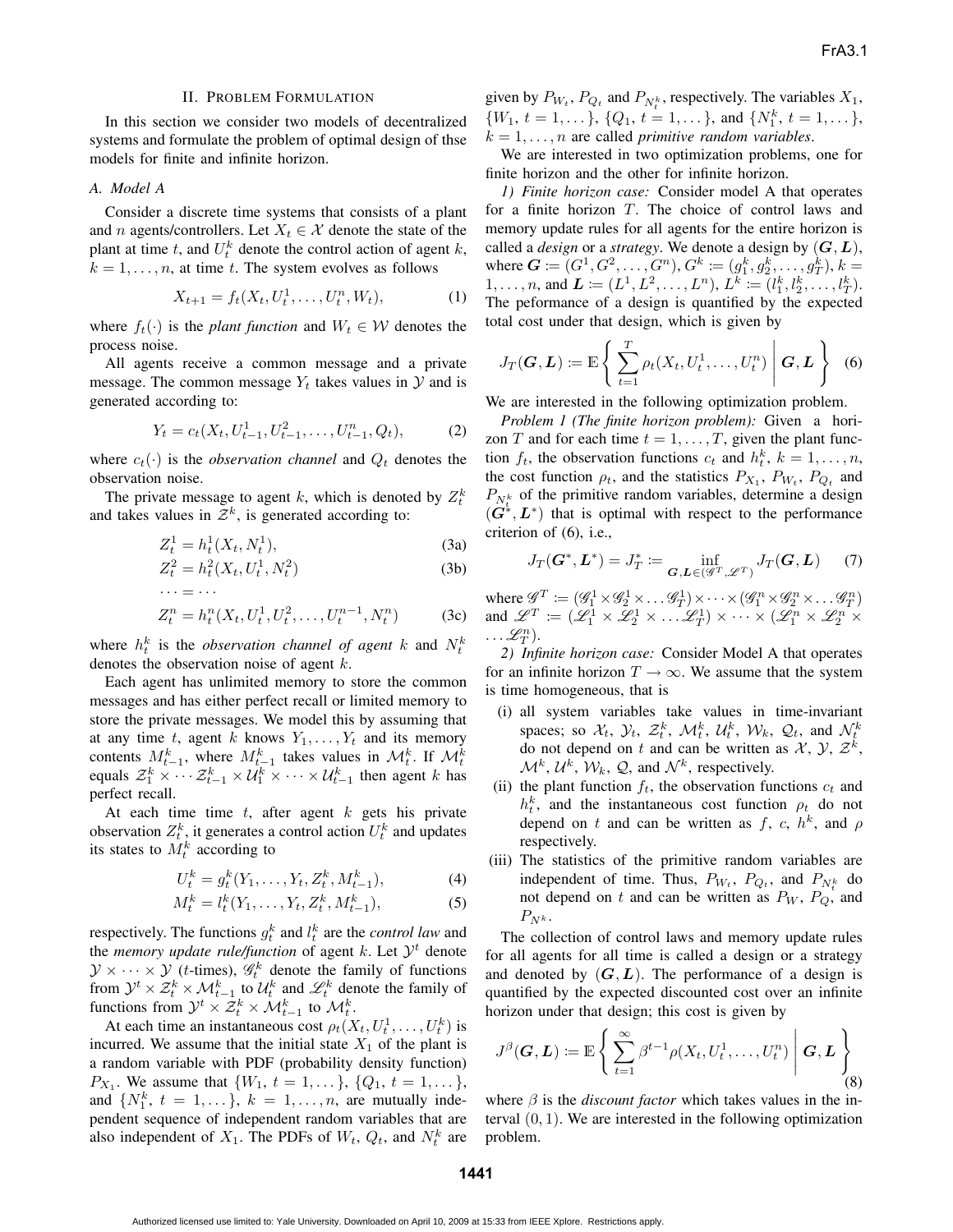## II. PROBLEM FORMULATION

In this section we consider two models of decentralized systems and formulate the problem of optimal design of thse models for finite and infinite horizon.

### A. Model A

Consider a discrete time systems that consists of a plant and $n$ agents/controllers. Let $X_t \in \mathcal{X}$ denote the state of the plant at time $t$, and $U_t^k$ denote the control action of agent $k$, $k = 1, \dots, n$, at time $t$. The system evolves as follows

$$X_{t+1} = f_t(X_t, U_t^1, \dots, U_t^n, W_t), \tag{1}$$

where $f_t(\cdot)$ is the *plant function* and $W_t \in \mathcal{W}$ denotes the process noise.

All agents receive a common message and a private message. The common message $Y_t$ takes values in $\mathcal{Y}$ and is generated according to:

$$Y_t = c_t(X_t, U_{t-1}^1, U_{t-1}^2, \dots, U_{t-1}^n, Q_t), \tag{2}$$

where $c_t(\cdot)$ is the *observation channel* and $Q_t$ denotes the observation noise.

The private message to agent $k$, which is denoted by $Z_t^k$ and takes values in $\mathcal{Z}^k$, is generated according to:

$$Z_t^1 = h_t^1(X_t, N_t^1), \tag{3a}$$

$$Z_t^2 = h_t^2(X_t, U_t^1, N_t^2) \tag{3b}$$

$$\cdots = \cdots$$

$$Z_t^n = h_t^n(X_t, U_t^1, U_t^2, \dots, U_t^{n-1}, N_t^n) \tag{3c}$$

where $h_t^k$ is the *observation channel of agent* $k$ and $N_t^k$ denotes the observation noise of agent $k$.

Each agent has unlimited memory to store the common messages and has either perfect recall or limited memory to store the private messages. We model this by assuming that at any time $t$, agent $k$ knows $Y_1, \dots, Y_t$ and its memory contents $M_{t-1}^k$, where $M_{t-1}^k$ takes values in $\mathcal{M}_t^k$. If $\mathcal{M}_t^k$ equals $\mathcal{Z}_1^k \times \cdots \mathcal{Z}_{t-1}^k \times \mathcal{U}_1^k \times \cdots \times \mathcal{U}_{t-1}^k$ then agent $k$ has perfect recall.

At each time time $t$, after agent $k$ gets his private observation $Z_t^k$, it generates a control action $U_t^k$ and updates its states to $M_t^k$ according to

$$U_t^k = g_t^k(Y_1, \dots, Y_t, Z_t^k, M_{t-1}^k), \tag{4}$$

$$M_t^k = l_t^k(Y_1, \dots, Y_t, Z_t^k, M_{t-1}^k), \tag{5}$$

respectively. The functions $g_t^k$ and $l_t^k$ are the *control law* and the *memory update rule/function* of agent $k$. Let $\mathcal{Y}^t$ denote $\mathcal{Y} \times \cdots \times \mathcal{Y}$ ($t$-times), $\mathscr{G}_t^k$ denote the family of functions from $\mathcal{Y}^t \times \mathcal{Z}_t^k \times \mathcal{M}_{t-1}^k$ to $\mathcal{U}_t^k$ and $\mathscr{L}_t^k$ denote the family of functions from $\mathcal{Y}^t \times \mathcal{Z}_t^k \times \mathcal{M}_{t-1}^k$ to $\mathcal{M}_t^k$.

At each time an instantaneous cost $\rho_t(X_t, U_t^1, \dots, U_t^k)$ is incurred. We assume that the initial state $X_1$ of the plant is a random variable with PDF (probability density function) $P_{X_1}$. We assume that $\{W_1, t = 1, \dots\}$, $\{Q_1, t = 1, \dots\}$, and $\{N_1^k, t = 1, \dots\}$, $k = 1, \dots, n$, are mutually independent sequence of independent random variables that are also independent of $X_1$. The PDFs of $W_t$, $Q_t$, and $N_t^k$ are given by $P_{W_t}$, $P_{Q_t}$ and $P_{N_t^k}$, respectively. The variables $X_1$, $\{W_1, t = 1, \dots\}$, $\{Q_1, t = 1, \dots\}$, and $\{N_1^k, t = 1, \dots\}$, $k = 1, \dots, n$ are called *primitive random variables*.

We are interested in two optimization problems, one for finite horizon and the other for infinite horizon.

*1) Finite horizon case:* Consider model A that operates for a finite horizon $T$. The choice of control laws and memory update rules for all agents for the entire horizon is called a *design* or a *strategy*. We denote a design by $(\boldsymbol{G}, \boldsymbol{L})$, where $\boldsymbol{G} := (G^1, G^2, \dots, G^n)$, $G^k := (g_1^k, g_2^k, \dots, g_T^k)$, $k = 1, \dots, n$, and $\boldsymbol{L} := (L^1, L^2, \dots, L^n)$, $L^k := (l_1^k, l_2^k, \dots, l_T^k)$. The peformance of a design is quantified by the expected total cost under that design, which is given by

$$J_T(\boldsymbol{G}, \boldsymbol{L}) := \mathbb{E}\left\{ \sum_{t=1}^{T} \rho_t(X_t, U_t^1, \dots, U_t^n) \,\middle|\, \boldsymbol{G}, \boldsymbol{L} \right\} \tag{6}$$

We are interested in the following optimization problem.

*Problem 1 (The finite horizon problem):* Given a horizon $T$ and for each time $t = 1, \dots, T$, given the plant function $f_t$, the observation functions $c_t$ and $h_t^k$, $k = 1, \dots, n$, the cost function $\rho_t$, and the statistics $P_{X_1}$, $P_{W_t}$, $P_{Q_t}$ and $P_{N_t^k}$ of the primitive random variables, determine a design $(\boldsymbol{G}^*, \boldsymbol{L}^*)$ that is optimal with respect to the performance criterion of (6), i.e.,

$$J_T(\boldsymbol{G}^*, \boldsymbol{L}^*) = J_T^* := \inf_{\boldsymbol{G}, \boldsymbol{L} \in (\mathscr{G}^T, \mathscr{L}^T)} J_T(\boldsymbol{G}, \boldsymbol{L}) \tag{7}$$

where $\mathscr{G}^T := (\mathscr{G}_1^1 \times \mathscr{G}_2^1 \times \dots \mathscr{G}_T^1) \times \cdots \times (\mathscr{G}_1^n \times \mathscr{G}_2^n \times \dots \mathscr{G}_T^n)$ and $\mathscr{L}^T := (\mathscr{L}_1^1 \times \mathscr{L}_2^1 \times \dots \mathscr{L}_T^1) \times \cdots \times (\mathscr{L}_1^n \times \mathscr{L}_2^n \times \dots \mathscr{L}_T^n)$.

*2) Infinite horizon case:* Consider Model A that operates for an infinite horizon $T \to \infty$. We assume that the system is time homogeneous, that is

- (i) all system variables take values in time-invariant spaces; so $\mathcal{X}_t$, $\mathcal{Y}_t$, $\mathcal{Z}_t^k$, $\mathcal{M}_t^k$, $\mathcal{U}_t^k$, $\mathcal{W}_k$, $\mathcal{Q}_t$, and $\mathcal{N}_t^k$ do not depend on $t$ and can be written as $\mathcal{X}$, $\mathcal{Y}$, $\mathcal{Z}^k$, $\mathcal{M}^k$, $\mathcal{U}^k$, $\mathcal{W}_k$, $\mathcal{Q}$, and $\mathcal{N}^k$, respectively.
- (ii) the plant function $f_t$, the observation functions $c_t$ and $h_t^k$, and the instantaneous cost function $\rho_t$ do not depend on $t$ and can be written as $f$, $c$, $h^k$, and $\rho$ respectively.
- (iii) The statistics of the primitive random variables are independent of time. Thus, $P_{W_t}$, $P_{Q_t}$, and $P_{N_t^k}$ do not depend on $t$ and can be written as $P_W$, $P_Q$, and $P_{N^k}$.

The collection of control laws and memory update rules for all agents for all time is called a design or a strategy and denoted by $(\boldsymbol{G}, \boldsymbol{L})$. The performance of a design is quantified by the expected discounted cost over an infinite horizon under that design; this cost is given by

$$J^\beta(\boldsymbol{G}, \boldsymbol{L}) := \mathbb{E}\left\{ \sum_{t=1}^{\infty} \beta^{t-1} \rho(X_t, U_t^1, \dots, U_t^n) \,\middle|\, \boldsymbol{G}, \boldsymbol{L} \right\} \tag{8}$$

where $\beta$ is the *discount factor* which takes values in the interval $(0, 1)$. We are interested in the following optimization problem.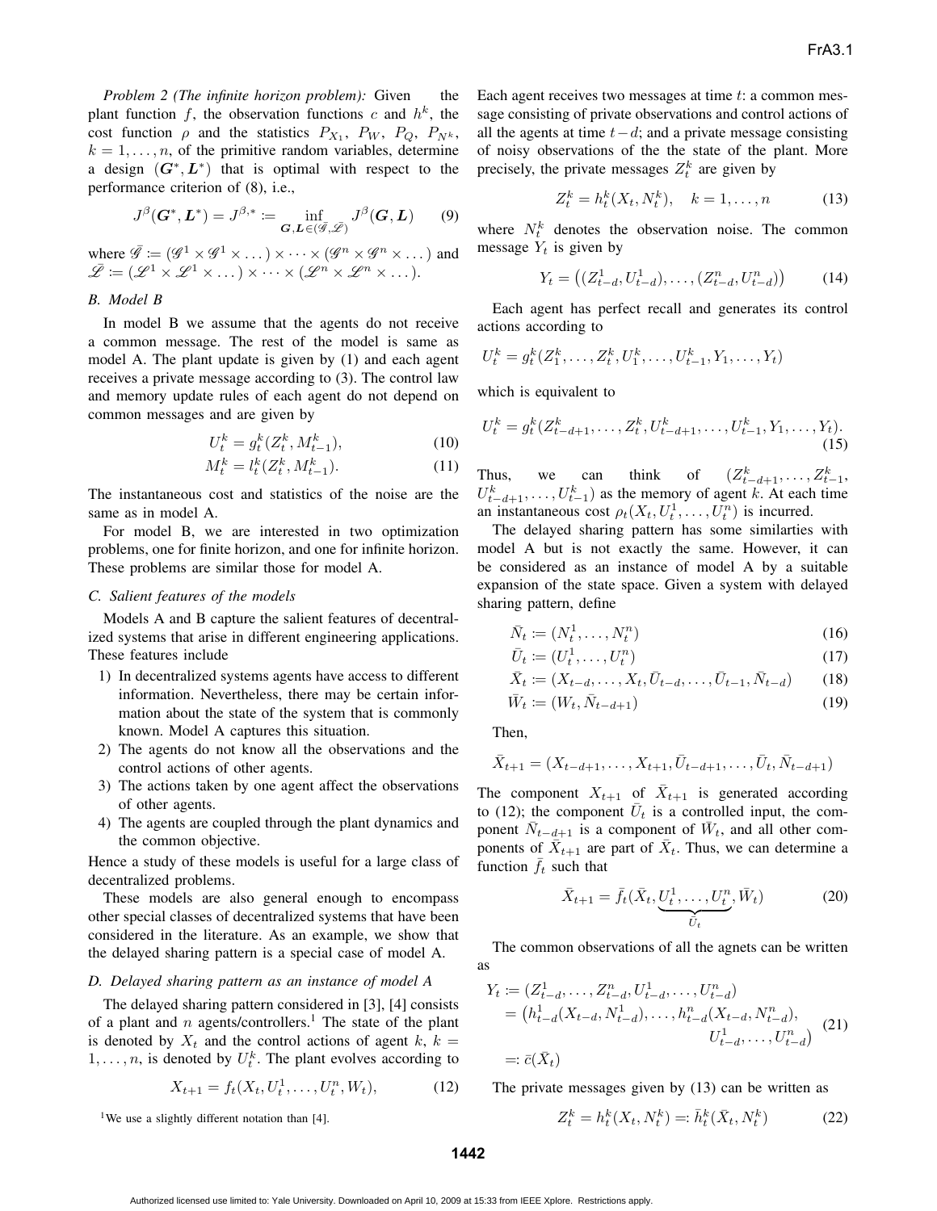*Problem 2 (The infinite horizon problem):* Given the plant function $f$, the observation functions $c$ and $h^k$, the cost function $\rho$ and the statistics $P_{X_1}$, $P_W$, $P_Q$, $P_{N^k}$, $k = 1, \dots, n$, of the primitive random variables, determine a design $(\boldsymbol{G}^*, \boldsymbol{L}^*)$ that is optimal with respect to the performance criterion of (8), i.e.,

$$J^\beta(\boldsymbol{G}^*, \boldsymbol{L}^*) = J^{\beta,*} \coloneqq \inf_{\boldsymbol{G}, \boldsymbol{L} \in (\bar{\mathscr{G}}, \bar{\mathscr{L}})} J^\beta(\boldsymbol{G}, \boldsymbol{L}) \tag{9}$$

where $\bar{\mathscr{G}} \coloneqq (\mathscr{G}^1 \times \mathscr{G}^1 \times \dots) \times \dots \times (\mathscr{G}^n \times \mathscr{G}^n \times \dots)$ and $\bar{\mathscr{L}} \coloneqq (\mathscr{L}^1 \times \mathscr{L}^1 \times \dots) \times \dots \times (\mathscr{L}^n \times \mathscr{L}^n \times \dots)$.

### B. Model B

In model B we assume that the agents do not receive a common message. The rest of the model is same as model A. The plant update is given by (1) and each agent receives a private message according to (3). The control law and memory update rules of each agent do not depend on common messages and are given by

$$U_t^k = g_t^k(Z_t^k, M_{t-1}^k), \tag{10}$$

$$M_t^k = l_t^k(Z_t^k, M_{t-1}^k). \tag{11}$$

The instantaneous cost and statistics of the noise are the same as in model A.

For model B, we are interested in two optimization problems, one for finite horizon, and one for infinite horizon. These problems are similar those for model A.

### C. Salient features of the models

Models A and B capture the salient features of decentralized systems that arise in different engineering applications. These features include

1) In decentralized systems agents have access to different information. Nevertheless, there may be certain information about the state of the system that is commonly known. Model A captures this situation.
2) The agents do not know all the observations and the control actions of other agents.
3) The actions taken by one agent affect the observations of other agents.
4) The agents are coupled through the plant dynamics and the common objective.

Hence a study of these models is useful for a large class of decentralized problems.

These models are also general enough to encompass other special classes of decentralized systems that have been considered in the literature. As an example, we show that the delayed sharing pattern is a special case of model A.

### D. Delayed sharing pattern as an instance of model A

The delayed sharing pattern considered in [3], [4] consists of a plant and $n$ agents/controllers.[1] The state of the plant is denoted by $X_t$ and the control actions of agent $k$, $k = 1, \dots, n$, is denoted by $U_t^k$. The plant evolves according to

$$X_{t+1} = f_t(X_t, U_t^1, \dots, U_t^n, W_t), \tag{12}$$

Each agent receives two messages at time $t$: a common message consisting of private observations and control actions of all the agents at time $t - d$; and a private message consisting of noisy observations of the the state of the plant. More precisely, the private messages $Z_t^k$ are given by

$$Z_t^k = h_t^k(X_t, N_t^k), \quad k = 1, \dots, n \tag{13}$$

where $N_t^k$ denotes the observation noise. The common message $Y_t$ is given by

$$Y_t = \big((Z_{t-d}^1, U_{t-d}^1), \dots, (Z_{t-d}^n, U_{t-d}^n)\big) \tag{14}$$

Each agent has perfect recall and generates its control actions according to

$$U_t^k = g_t^k(Z_1^k, \dots, Z_t^k, U_1^k, \dots, U_{t-1}^k, Y_1, \dots, Y_t)$$

which is equivalent to

$$U_t^k = g_t^k(Z_{t-d+1}^k, \dots, Z_t^k, U_{t-d+1}^k, \dots, U_{t-1}^k, Y_1, \dots, Y_t). \tag{15}$$

Thus, we can think of $(Z_{t-d+1}^k, \dots, Z_{t-1}^k, U_{t-d+1}^k, \dots, U_{t-1}^k)$ as the memory of agent $k$. At each time an instantaneous cost $\rho_t(X_t, U_t^1, \dots, U_t^n)$ is incurred.

The delayed sharing pattern has some similarties with model A but is not exactly the same. However, it can be considered as an instance of model A by a suitable expansion of the state space. Given a system with delayed sharing pattern, define

$$\bar{N}_t \coloneqq (N_t^1, \dots, N_t^n) \tag{16}$$

$$\bar{U}_t \coloneqq (U_t^1, \dots, U_t^n) \tag{17}$$

$$\bar{X}_t \coloneqq (X_{t-d}, \dots, X_t, \bar{U}_{t-d}, \dots, \bar{U}_{t-1}, \bar{N}_{t-d}) \tag{18}$$

$$\bar{W}_t \coloneqq (W_t, \bar{N}_{t-d+1}) \tag{19}$$

Then,

$$\bar{X}_{t+1} = (X_{t-d+1}, \dots, X_{t+1}, \bar{U}_{t-d+1}, \dots, \bar{U}_t, \bar{N}_{t-d+1})$$

The component $X_{t+1}$ of $\bar{X}_{t+1}$ is generated according to (12); the component $\bar{U}_t$ is a controlled input, the component $\bar{N}_{t-d+1}$ is a component of $\bar{W}_t$, and all other components of $\bar{X}_{t+1}$ are part of $\bar{X}_t$. Thus, we can determine a function $\bar{f}_t$ such that

$$\bar{X}_{t+1} = \bar{f}_t(\bar{X}_t, \underbrace{U_t^1, \dots, U_t^n}_{\bar{U}_t}, \bar{W}_t) \tag{20}$$

The common observations of all the agnets can be written as

$$\begin{aligned} Y_t &\coloneqq (Z_{t-d}^1, \dots, Z_{t-d}^n, U_{t-d}^1, \dots, U_{t-d}^n) \\ &= \big(h_{t-d}^1(X_{t-d}, N_{t-d}^1), \dots, h_{t-d}^n(X_{t-d}, N_{t-d}^n), \\ &\qquad\qquad U_{t-d}^1, \dots, U_{t-d}^n\big) \\ &=: \bar{c}(\bar{X}_t) \end{aligned} \tag{21}$$

The private messages given by (13) can be written as

$$Z_t^k = h_t^k(X_t, N_t^k) =: \bar{h}_t^k(\bar{X}_t, N_t^k) \tag{22}$$

[1] We use a slightly different notation than [4].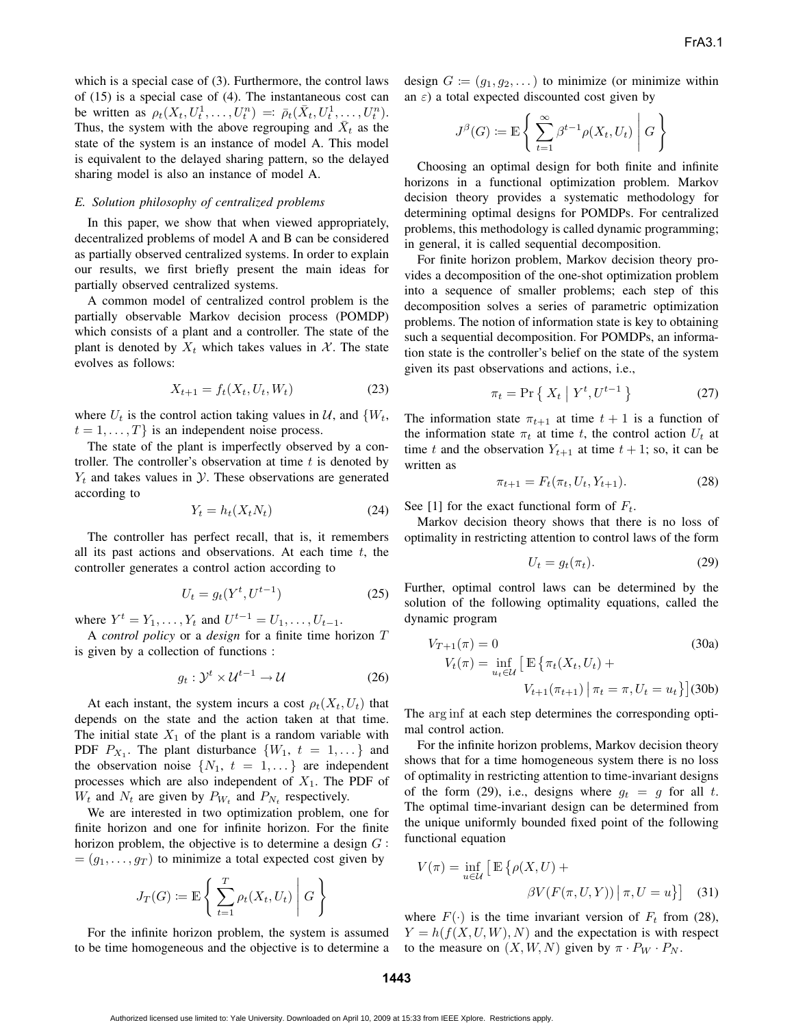which is a special case of (3). Furthermore, the control laws of (15) is a special case of (4). The instantaneous cost can be written as $\rho_t(X_t, U_t^1, \dots, U_t^n) =: \bar{\rho}_t(\bar{X}_t, U_t^1, \dots, U_t^n)$. Thus, the system with the above regrouping and $\bar{X}_t$ as the state of the system is an instance of model A. This model is equivalent to the delayed sharing pattern, so the delayed sharing model is also an instance of model A.

### *E. Solution philosophy of centralized problems*

In this paper, we show that when viewed appropriately, decentralized problems of model A and B can be considered as partially observed centralized systems. In order to explain our results, we first briefly present the main ideas for partially observed centralized systems.

A common model of centralized control problem is the partially observable Markov decision process (POMDP) which consists of a plant and a controller. The state of the plant is denoted by $X_t$ which takes values in $\mathcal{X}$. The state evolves as follows:

$$X_{t+1} = f_t(X_t, U_t, W_t) \tag{23}$$

where $U_t$ is the control action taking values in $\mathcal{U}$, and $\{W_t, t = 1, \dots, T\}$ is an independent noise process.

The state of the plant is imperfectly observed by a controller. The controller's observation at time $t$ is denoted by $Y_t$ and takes values in $\mathcal{Y}$. These observations are generated according to

$$Y_t = h_t(X_t N_t) \tag{24}$$

The controller has perfect recall, that is, it remembers all its past actions and observations. At each time $t$, the controller generates a control action according to

$$U_t = g_t(Y^t, U^{t-1}) \tag{25}$$

where $Y^t = Y_1, \dots, Y_t$ and $U^{t-1} = U_1, \dots, U_{t-1}$.

A *control policy* or a *design* for a finite time horizon $T$ is given by a collection of functions :

$$g_t : \mathcal{Y}^t \times \mathcal{U}^{t-1} \to \mathcal{U} \tag{26}$$

At each instant, the system incurs a cost $\rho_t(X_t, U_t)$ that depends on the state and the action taken at that time. The initial state $X_1$ of the plant is a random variable with PDF $P_{X_1}$. The plant disturbance $\{W_1, t = 1, \dots\}$ and the observation noise $\{N_1, t = 1, \dots\}$ are independent processes which are also independent of $X_1$. The PDF of $W_t$ and $N_t$ are given by $P_{W_t}$ and $P_{N_t}$ respectively.

We are interested in two optimization problem, one for finite horizon and one for infinite horizon. For the finite horizon problem, the objective is to determine a design $G := (g_1, \dots, g_T)$ to minimize a total expected cost given by

$$J_T(G) := \mathbb{E}\left\{ \sum_{t=1}^{T} \rho_t(X_t, U_t) \,\middle|\, G \right\}$$

For the infinite horizon problem, the system is assumed to be time homogeneous and the objective is to determine a design $G := (g_1, g_2, \dots)$ to minimize (or minimize within an $\varepsilon$) a total expected discounted cost given by

$$J^\beta(G) := \mathbb{E}\left\{ \sum_{t=1}^{\infty} \beta^{t-1} \rho(X_t, U_t) \,\middle|\, G \right\}$$

Choosing an optimal design for both finite and infinite horizons in a functional optimization problem. Markov decision theory provides a systematic methodology for determining optimal designs for POMDPs. For centralized problems, this methodology is called dynamic programming; in general, it is called sequential decomposition.

For finite horizon problem, Markov decision theory provides a decomposition of the one-shot optimization problem into a sequence of smaller problems; each step of this decomposition solves a series of parametric optimization problems. The notion of information state is key to obtaining such a sequential decomposition. For POMDPs, an information state is the controller's belief on the state of the system given its past observations and actions, i.e.,

$$\pi_t = \Pr\left\{ X_t \,\middle|\, Y^t, U^{t-1} \right\} \tag{27}$$

The information state $\pi_{t+1}$ at time $t+1$ is a function of the information state $\pi_t$ at time $t$, the control action $U_t$ at time $t$ and the observation $Y_{t+1}$ at time $t+1$; so, it can be written as

$$\pi_{t+1} = F_t(\pi_t, U_t, Y_{t+1}). \tag{28}$$

See [1] for the exact functional form of $F_t$.

Markov decision theory shows that there is no loss of optimality in restricting attention to control laws of the form

$$U_t = g_t(\pi_t). \tag{29}$$

Further, optimal control laws can be determined by the solution of the following optimality equations, called the dynamic program

$$V_{T+1}(\pi) = 0 \tag{30a}$$

$$V_t(\pi) = \inf_{u_t \in \mathcal{U}} \left[ \mathbb{E}\left\{ \pi_t(X_t, U_t) + V_{t+1}(\pi_{t+1}) \,\middle|\, \pi_t = \pi, U_t = u_t \right\} \right] \tag{30b}$$

The $\arg\inf$ at each step determines the corresponding optimal control action.

For the infinite horizon problems, Markov decision theory shows that for a time homogeneous system there is no loss of optimality in restricting attention to time-invariant designs of the form (29), i.e., designs where $g_t = g$ for all $t$. The optimal time-invariant design can be determined from the unique uniformly bounded fixed point of the following functional equation

$$V(\pi) = \inf_{u \in \mathcal{U}} \left[ \mathbb{E}\left\{ \rho(X, U) + \beta V(F(\pi, U, Y)) \,\middle|\, \pi, U = u \right\} \right] \tag{31}$$

where $F(\cdot)$ is the time invariant version of $F_t$ from (28), $Y = h(f(X, U, W), N)$ and the expectation is with respect to the measure on $(X, W, N)$ given by $\pi \cdot P_W \cdot P_N$.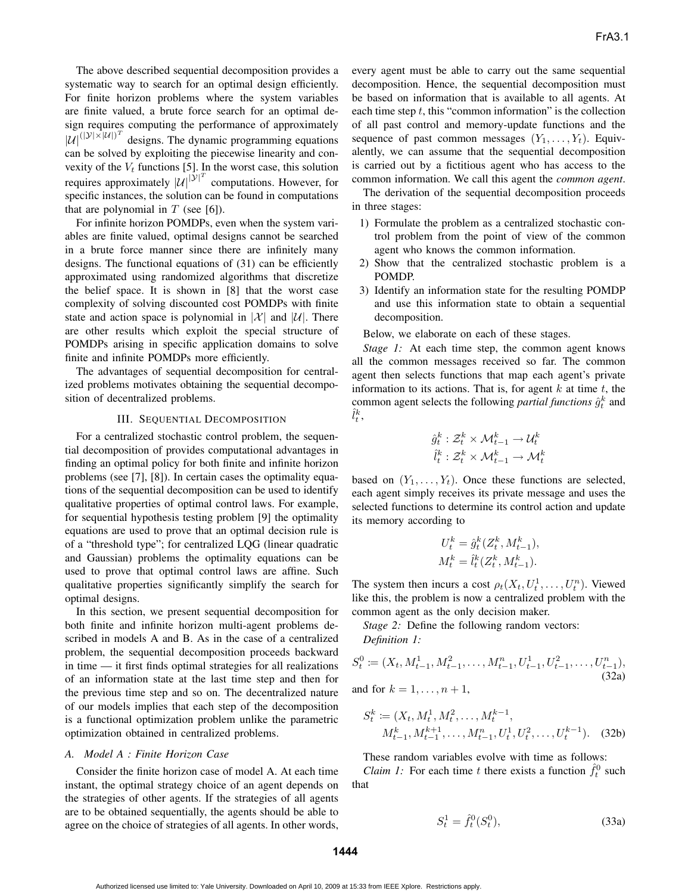The above described sequential decomposition provides a systematic way to search for an optimal design efficiently. For finite horizon problems where the system variables are finite valued, a brute force search for an optimal design requires computing the performance of approximately $|\mathcal{U}|^{(|\mathcal{Y}|\times|\mathcal{U}|)^T}$ designs. The dynamic programming equations can be solved by exploiting the piecewise linearity and convexity of the $V_t$ functions [5]. In the worst case, this solution requires approximately $|\mathcal{U}|^{|\mathcal{Y}|^T}$ computations. However, for specific instances, the solution can be found in computations that are polynomial in $T$ (see [6]).

For infinite horizon POMDPs, even when the system variables are finite valued, optimal designs cannot be searched in a brute force manner since there are infinitely many designs. The functional equations of (31) can be efficiently approximated using randomized algorithms that discretize the belief space. It is shown in [8] that the worst case complexity of solving discounted cost POMDPs with finite state and action space is polynomial in $|\mathcal{X}|$ and $|\mathcal{U}|$. There are other results which exploit the special structure of POMDPs arising in specific application domains to solve finite and infinite POMDPs more efficiently.

The advantages of sequential decomposition for centralized problems motivates obtaining the sequential decomposition of decentralized problems.

## III. Sequential Decomposition

For a centralized stochastic control problem, the sequential decomposition of provides computational advantages in finding an optimal policy for both finite and infinite horizon problems (see [7], [8]). In certain cases the optimality equations of the sequential decomposition can be used to identify qualitative properties of optimal control laws. For example, for sequential hypothesis testing problem [9] the optimality equations are used to prove that an optimal decision rule is of a "threshold type"; for centralized LQG (linear quadratic and Gaussian) problems the optimality equations can be used to prove that optimal control laws are affine. Such qualitative properties significantly simplify the search for optimal designs.

In this section, we present sequential decomposition for both finite and infinite horizon multi-agent problems described in models A and B. As in the case of a centralized problem, the sequential decomposition proceeds backward in time — it first finds optimal strategies for all realizations of an information state at the last time step and then for the previous time step and so on. The decentralized nature of our models implies that each step of the decomposition is a functional optimization problem unlike the parametric optimization obtained in centralized problems.

### A. Model A : Finite Horizon Case

Consider the finite horizon case of model A. At each time instant, the optimal strategy choice of an agent depends on the strategies of other agents. If the strategies of all agents are to be obtained sequentially, the agents should be able to agree on the choice of strategies of all agents. In other words, every agent must be able to carry out the same sequential decomposition. Hence, the sequential decomposition must be based on information that is available to all agents. At each time step $t$, this "common information" is the collection of all past control and memory-update functions and the sequence of past common messages $(Y_1, \dots, Y_t)$. Equivalently, we can assume that the sequential decomposition is carried out by a fictitious agent who has access to the common information. We call this agent the *common agent*.

The derivation of the sequential decomposition proceeds in three stages:

1) Formulate the problem as a centralized stochastic control problem from the point of view of the common agent who knows the common information.
2) Show that the centralized stochastic problem is a POMDP.
3) Identify an information state for the resulting POMDP and use this information state to obtain a sequential decomposition.

Below, we elaborate on each of these stages.

*Stage 1:* At each time step, the common agent knows all the common messages received so far. The common agent then selects functions that map each agent's private information to its actions. That is, for agent $k$ at time $t$, the common agent selects the following *partial functions* $\hat{g}_t^k$ and $\hat{l}_t^k$,

$$\hat{g}_t^k : \mathcal{Z}_t^k \times \mathcal{M}_{t-1}^k \to \mathcal{U}_t^k$$
$$\hat{l}_t^k : \mathcal{Z}_t^k \times \mathcal{M}_{t-1}^k \to \mathcal{M}_t^k$$

based on $(Y_1, \dots, Y_t)$. Once these functions are selected, each agent simply receives its private message and uses the selected functions to determine its control action and update its memory according to

$$U_t^k = \hat{g}_t^k(Z_t^k, M_{t-1}^k),$$
$$M_t^k = \hat{l}_t^k(Z_t^k, M_{t-1}^k).$$

The system then incurs a cost $\rho_t(X_t, U_t^1, \dots, U_t^n)$. Viewed like this, the problem is now a centralized problem with the common agent as the only decision maker.

*Stage 2:* Define the following random vectors:

*Definition 1:*

$$S_t^0 := (X_t, M_{t-1}^1, M_{t-1}^2, \dots, M_{t-1}^n, U_{t-1}^1, U_{t-1}^2, \dots, U_{t-1}^n), \tag{32a}$$

and for $k = 1, \dots, n+1$,

$$S_t^k := (X_t, M_t^1, M_t^2, \dots, M_t^{k-1}, M_{t-1}^k, M_{t-1}^{k+1}, \dots, M_{t-1}^n, U_t^1, U_t^2, \dots, U_t^{k-1}). \tag{32b}$$

These random variables evolve with time as follows:

*Claim 1:* For each time $t$ there exists a function $\hat{f}_t^0$ such that

$$S_t^1 = \hat{f}_t^0(S_t^0), \tag{33a}$$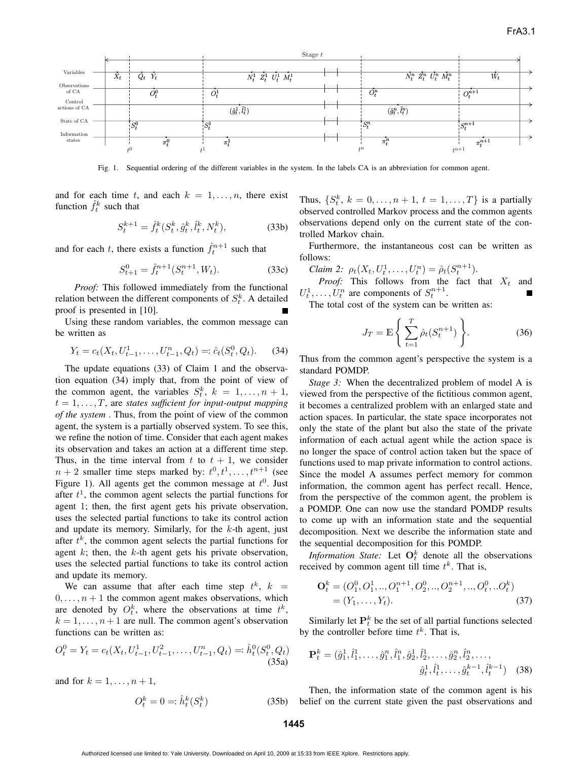Fig. 1. Sequential ordering of the different variables in the system. In the labels CA is an abbreviation for common agent.

and for each time $t$, and each $k = 1, \dots, n$, there exist function $\hat{f}_t^k$ such that

$$S_t^{k+1} = \hat{f}_t^k(S_t^k, \hat{g}_t^k, \hat{l}_t^k, N_t^k), \tag{33b}$$

and for each $t$, there exists a function $\hat{f}_t^{n+1}$ such that

$$S_{t+1}^0 = \hat{f}_t^{n+1}(S_t^{n+1}, W_t). \tag{33c}$$

*Proof:* This followed immediately from the functional relation between the different components of $S_t^k$. A detailed proof is presented in [10]. ■

Using these random variables, the common message can be written as

$$Y_t = c_t(X_t, U_{t-1}^1, \dots, U_{t-1}^n, Q_t) =: \hat{c}_t(S_t^0, Q_t). \tag{34}$$

The update equations (33) of Claim 1 and the observation equation (34) imply that, from the point of view of the common agent, the variables $S_t^k$, $k = 1, \dots, n+1$, $t = 1, \dots, T$, are *states sufficient for input-output mapping of the system* . Thus, from the point of view of the common agent, the system is a partially observed system. To see this, we refine the notion of time. Consider that each agent makes its observation and takes an action at a different time step. Thus, in the time interval from $t$ to $t+1$, we consider $n+2$ smaller time steps marked by: $t^0, t^1, \dots, t^{n+1}$ (see Figure 1). All agents get the common message at $t^0$. Just after $t^1$, the common agent selects the partial functions for agent 1; then, the first agent gets his private observation, uses the selected partial functions to take its control action and update its memory. Similarly, for the $k$-th agent, just after $t^k$, the common agent selects the partial functions for agent $k$; then, the $k$-th agent gets his private observation, uses the selected partial functions to take its control action and update its memory.

We can assume that after each time step $t^k$, $k = 0, \dots, n+1$ the common agent makes observations, which are denoted by $O_t^k$, where the observations at time $t^k$, $k = 1, \dots, n+1$ are null. The common agent's observation functions can be written as:

$$O_t^0 = Y_t = c_t(X_t, U_{t-1}^1, U_{t-1}^2, \dots, U_{t-1}^n, Q_t) =: \hat{h}_t^0(S_t^0, Q_t) \tag{35a}$$

and for $k = 1, \dots, n+1$,

$$O_t^k = 0 =: \hat{h}_t^k(S_t^k) \tag{35b}$$

Thus, $\{S_t^k, \, k = 0, \dots, n+1, \, t = 1, \dots, T\}$ is a partially observed controlled Markov process and the common agents observations depend only on the current state of the controlled Markov chain.

Furthermore, the instantaneous cost can be written as follows:

*Claim 2:* $\rho_t(X_t, U_t^1, \dots, U_t^n) = \hat{\rho}_t(S_t^{n+1})$.

*Proof:* This follows from the fact that $X_t$ and $U_t^1, \dots, U_t^n$ are components of $S_t^{n+1}$. ■

The total cost of the system can be written as:

$$J_T = \mathbb{E}\left\{ \sum_{t=1}^{T} \hat{\rho}_t(S_t^{n+1}) \right\}. \tag{36}$$

Thus from the common agent's perspective the system is a standard POMDP.

*Stage 3:* When the decentralized problem of model A is viewed from the perspective of the fictitious common agent, it becomes a centralized problem with an enlarged state and action spaces. In particular, the state space incorporates not only the state of the plant but also the state of the private information of each actual agent while the action space is no longer the space of control action taken but the space of functions used to map private information to control actions. Since the model A assumes perfect memory for common information, the common agent has perfect recall. Hence, from the perspective of the common agent, the problem is a POMDP. One can now use the standard POMDP results to come up with an information state and the sequential decomposition. Next we describe the information state and the sequential decomposition for this POMDP.

*Information State:* Let $\mathbf{O}_t^k$ denote all the observations received by common agent till time $t^k$. That is,

$$\begin{aligned} \mathbf{O}_t^k &= (O_1^0, O_1^1, .., O_1^{n+1}, O_2^0, .., O_2^{n+1}, .., O_t^0, ..O_t^k) \\ &= (Y_1, \dots, Y_t). \end{aligned} \tag{37}$$

Similarly let $\mathbf{P}_t^k$ be the set of all partial functions selected by the controller before time $t^k$. That is,

$$\begin{aligned} \mathbf{P}_t^k = (&\hat{g}_1^1, \hat{l}_1^1, \dots, \hat{g}_1^n, \hat{l}_1^n, \hat{g}_2^1, \hat{l}_2^1, \dots, \hat{g}_2^n, \hat{l}_2^n, \dots, \\ &\hat{g}_t^1, \hat{l}_t^1, \dots, \hat{g}_t^{k-1}, \hat{l}_t^{k-1}) \end{aligned} \tag{38}$$

Then, the information state of the common agent is his belief on the current state given the past observations and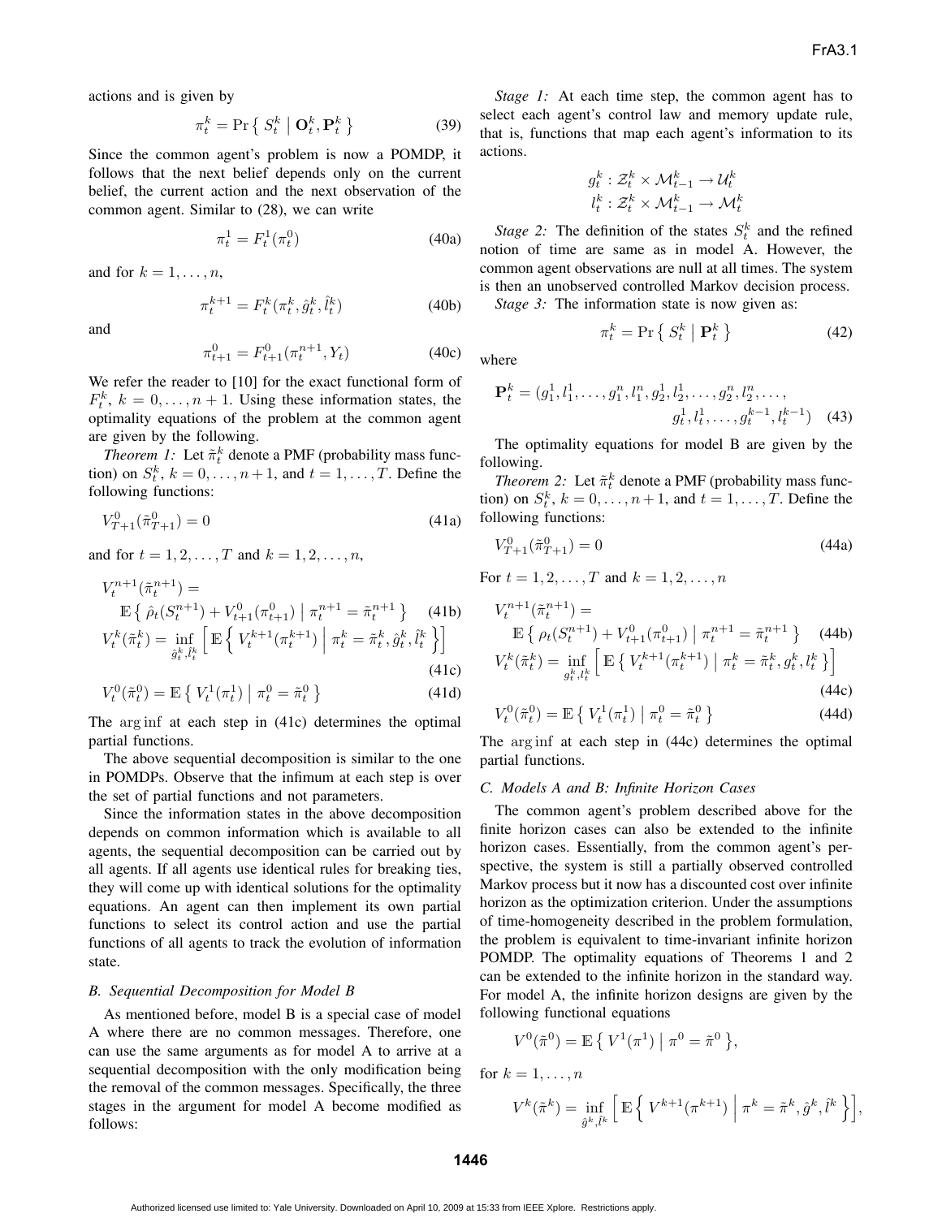actions and is given by

$$\pi_t^k = \Pr\left\{ S_t^k \mid \mathbf{O}_t^k, \mathbf{P}_t^k \right\} \tag{39}$$

Since the common agent's problem is now a POMDP, it follows that the next belief depends only on the current belief, the current action and the next observation of the common agent. Similar to (28), we can write

$$\pi_t^1 = F_t^1(\pi_t^0) \tag{40a}$$

and for $k = 1, \dots, n$,

$$\pi_t^{k+1} = F_t^k(\pi_t^k, \hat{g}_t^k, \hat{l}_t^k) \tag{40b}$$

and

$$\pi_{t+1}^0 = F_{t+1}^0(\pi_t^{n+1}, Y_t) \tag{40c}$$

We refer the reader to [10] for the exact functional form of $F_t^k$, $k = 0, \dots, n+1$. Using these information states, the optimality equations of the problem at the common agent are given by the following.

*Theorem 1:* Let $\tilde{\pi}_t^k$ denote a PMF (probability mass function) on $S_t^k$, $k = 0, \dots, n+1$, and $t = 1, \dots, T$. Define the following functions:

$$V_{T+1}^0(\tilde{\pi}_{T+1}^0) = 0 \tag{41a}$$

and for $t = 1, 2, \dots, T$ and $k = 1, 2, \dots, n$,

$$V_t^{n+1}(\tilde{\pi}_t^{n+1}) = \mathbb{E}\left\{ \hat{\rho}_t(S_t^{n+1}) + V_{t+1}^0(\pi_{t+1}^0) \;\middle|\; \pi_t^{n+1} = \tilde{\pi}_t^{n+1} \right\} \tag{41b}$$

$$V_t^k(\tilde{\pi}_t^k) = \inf_{\hat{g}_t^k, \hat{l}_t^k} \left[ \mathbb{E}\left\{ V_t^{k+1}(\pi_t^{k+1}) \;\middle|\; \pi_t^k = \tilde{\pi}_t^k, \hat{g}_t^k, \hat{l}_t^k \right\} \right] \tag{41c}$$

$$V_t^0(\tilde{\pi}_t^0) = \mathbb{E}\left\{ V_t^1(\pi_t^1) \;\middle|\; \pi_t^0 = \tilde{\pi}_t^0 \right\} \tag{41d}$$

The $\arg\inf$ at each step in (41c) determines the optimal partial functions.

The above sequential decomposition is similar to the one in POMDPs. Observe that the infimum at each step is over the set of partial functions and not parameters.

Since the information states in the above decomposition depends on common information which is available to all agents, the sequential decomposition can be carried out by all agents. If all agents use identical rules for breaking ties, they will come up with identical solutions for the optimality equations. An agent can then implement its own partial functions to select its control action and use the partial functions of all agents to track the evolution of information state.

### B. Sequential Decomposition for Model B

As mentioned before, model B is a special case of model A where there are no common messages. Therefore, one can use the same arguments as for model A to arrive at a sequential decomposition with the only modification being the removal of the common messages. Specifically, the three stages in the argument for model A become modified as follows:

*Stage 1:* At each time step, the common agent has to select each agent's control law and memory update rule, that is, functions that map each agent's information to its actions.

$$g_t^k : \mathcal{Z}_t^k \times \mathcal{M}_{t-1}^k \to \mathcal{U}_t^k$$
$$l_t^k : \mathcal{Z}_t^k \times \mathcal{M}_{t-1}^k \to \mathcal{M}_t^k$$

*Stage 2:* The definition of the states $S_t^k$ and the refined notion of time are same as in model A. However, the common agent observations are null at all times. The system is then an unobserved controlled Markov decision process.

*Stage 3:* The information state is now given as:

$$\pi_t^k = \Pr\left\{ S_t^k \mid \mathbf{P}_t^k \right\} \tag{42}$$

where

$$\mathbf{P}_t^k = (g_1^1, l_1^1, \dots, g_1^n, l_1^n, g_2^1, l_2^1, \dots, g_2^n, l_2^n, \dots, g_t^1, l_t^1, \dots, g_t^{k-1}, l_t^{k-1}) \tag{43}$$

The optimality equations for model B are given by the following.

*Theorem 2:* Let $\tilde{\pi}_t^k$ denote a PMF (probability mass function) on $S_t^k$, $k = 0, \dots, n+1$, and $t = 1, \dots, T$. Define the following functions:

$$V_{T+1}^0(\tilde{\pi}_{T+1}^0) = 0 \tag{44a}$$

For $t = 1, 2, \dots, T$ and $k = 1, 2, \dots, n$

$$V_t^{n+1}(\tilde{\pi}_t^{n+1}) = \mathbb{E}\left\{ \rho_t(S_t^{n+1}) + V_{t+1}^0(\pi_{t+1}^0) \;\middle|\; \pi_t^{n+1} = \tilde{\pi}_t^{n+1} \right\} \tag{44b}$$

$$V_t^k(\tilde{\pi}_t^k) = \inf_{g_t^k, l_t^k} \left[ \mathbb{E}\left\{ V_t^{k+1}(\pi_t^{k+1}) \mid \pi_t^k = \tilde{\pi}_t^k, g_t^k, l_t^k \right\} \right] \tag{44c}$$

$$V_t^0(\tilde{\pi}_t^0) = \mathbb{E}\left\{ V_t^1(\pi_t^1) \mid \pi_t^0 = \tilde{\pi}_t^0 \right\} \tag{44d}$$

The $\arg\inf$ at each step in (44c) determines the optimal partial functions.

### C. Models A and B: Infinite Horizon Cases

The common agent's problem described above for the finite horizon cases can also be extended to the infinite horizon cases. Essentially, from the common agent's perspective, the system is still a partially observed controlled Markov process but it now has a discounted cost over infinite horizon as the optimization criterion. Under the assumptions of time-homogeneity described in the problem formulation, the problem is equivalent to time-invariant infinite horizon POMDP. The optimality equations of Theorems 1 and 2 can be extended to the infinite horizon in the standard way. For model A, the infinite horizon designs are given by the following functional equations

$$V^0(\tilde{\pi}^0) = \mathbb{E}\left\{ V^1(\pi^1) \mid \pi^0 = \tilde{\pi}^0 \right\},$$

for $k = 1, \dots, n$

$$V^k(\tilde{\pi}^k) = \inf_{\hat{g}^k, \hat{l}^k} \left[ \mathbb{E}\left\{ V^{k+1}(\pi^{k+1}) \;\middle|\; \pi^k = \tilde{\pi}^k, \hat{g}^k, \hat{l}^k \right\} \right],$$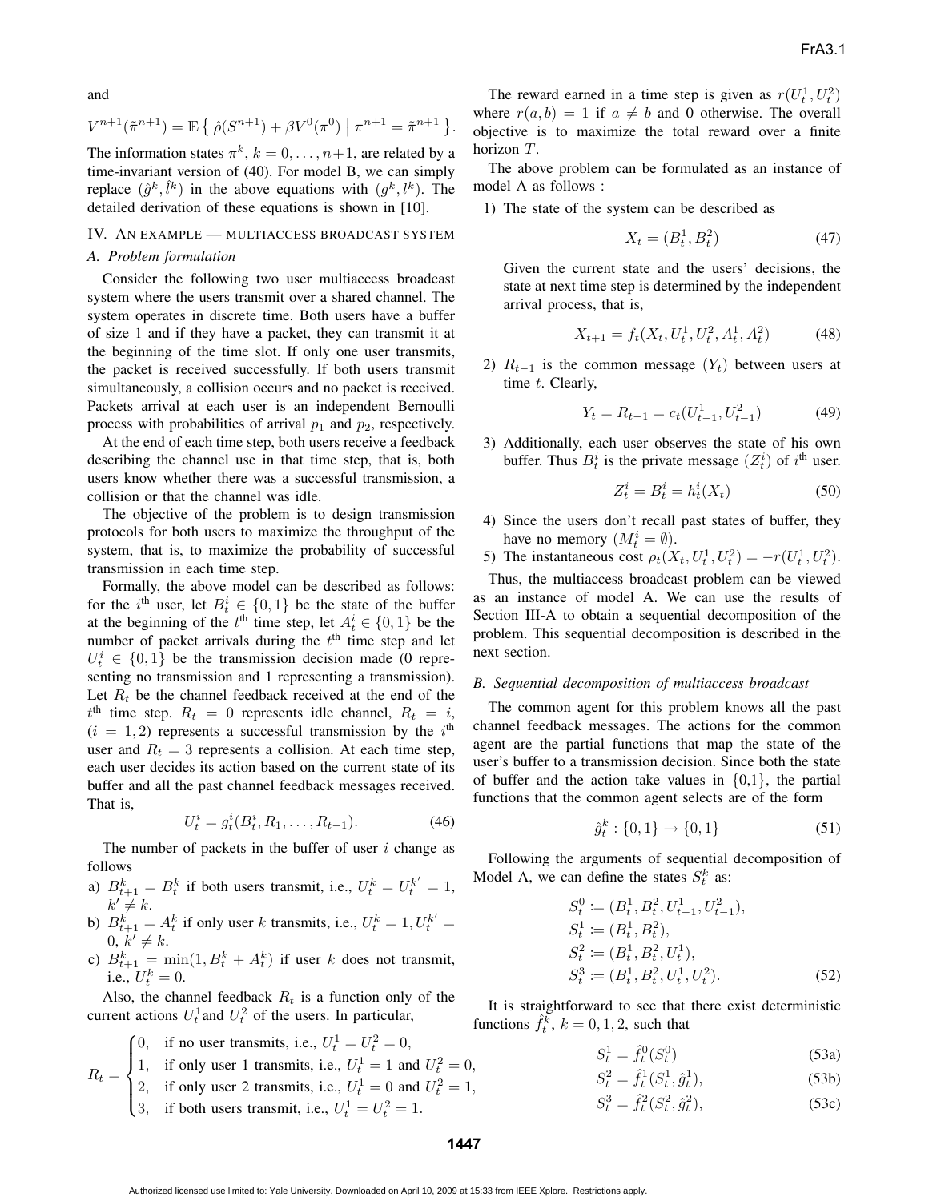and

$$V^{n+1}(\tilde{\pi}^{n+1}) = \mathbb{E}\left\{ \hat{\rho}(S^{n+1}) + \beta V^0(\pi^0) \;\middle|\; \pi^{n+1} = \tilde{\pi}^{n+1} \right\}.$$

The information states $\pi^k$, $k = 0, \dots, n+1$, are related by a time-invariant version of (40). For model B, we can simply replace $(\hat{g}^k, \hat{l}^k)$ in the above equations with $(g^k, l^k)$. The detailed derivation of these equations is shown in [10].

## IV. An example — multiaccess broadcast system

### A. Problem formulation

Consider the following two user multiaccess broadcast system where the users transmit over a shared channel. The system operates in discrete time. Both users have a buffer of size 1 and if they have a packet, they can transmit it at the beginning of the time slot. If only one user transmits, the packet is received successfully. If both users transmit simultaneously, a collision occurs and no packet is received. Packets arrival at each user is an independent Bernoulli process with probabilities of arrival $p_1$ and $p_2$, respectively.

At the end of each time step, both users receive a feedback describing the channel use in that time step, that is, both users know whether there was a successful transmission, a collision or that the channel was idle.

The objective of the problem is to design transmission protocols for both users to maximize the throughput of the system, that is, to maximize the probability of successful transmission in each time step.

Formally, the above model can be described as follows: for the $i^{\text{th}}$ user, let $B_t^i \in \{0, 1\}$ be the state of the buffer at the beginning of the $t^{\text{th}}$ time step, let $A_t^i \in \{0, 1\}$ be the number of packet arrivals during the $t^{\text{th}}$ time step and let $U_t^i \in \{0, 1\}$ be the transmission decision made (0 representing no transmission and 1 representing a transmission). Let $R_t$ be the channel feedback received at the end of the $t^{\text{th}}$ time step. $R_t = 0$ represents idle channel, $R_t = i$, $(i = 1, 2)$ represents a successful transmission by the $i^{\text{th}}$ user and $R_t = 3$ represents a collision. At each time step, each user decides its action based on the current state of its buffer and all the past channel feedback messages received. That is,

$$U_t^i = g_t^i(B_t^i, R_1, \dots, R_{t-1}). \tag{46}$$

The number of packets in the buffer of user $i$ change as follows

a) $B_{t+1}^k = B_t^k$ if both users transmit, i.e., $U_t^k = U_t^{k'} = 1$, $k' \neq k$.

b) $B_{t+1}^k = A_t^k$ if only user $k$ transmits, i.e., $U_t^k = 1, U_t^{k'} = 0$, $k' \neq k$.

c) $B_{t+1}^k = \min(1, B_t^k + A_t^k)$ if user $k$ does not transmit, i.e., $U_t^k = 0$.

Also, the channel feedback $R_t$ is a function only of the current actions $U_t^1$ and $U_t^2$ of the users. In particular,

$$R_t = \begin{cases} 0, & \text{if no user transmits, i.e., } U_t^1 = U_t^2 = 0, \\ 1, & \text{if only user 1 transmits, i.e., } U_t^1 = 1 \text{ and } U_t^2 = 0, \\ 2, & \text{if only user 2 transmits, i.e., } U_t^1 = 0 \text{ and } U_t^2 = 1, \\ 3, & \text{if both users transmit, i.e., } U_t^1 = U_t^2 = 1. \end{cases}$$

The reward earned in a time step is given as $r(U_t^1, U_t^2)$ where $r(a, b) = 1$ if $a \neq b$ and 0 otherwise. The overall objective is to maximize the total reward over a finite horizon $T$.

The above problem can be formulated as an instance of model A as follows :

1) The state of the system can be described as

$$X_t = (B_t^1, B_t^2) \tag{47}$$

Given the current state and the users' decisions, the state at next time step is determined by the independent arrival process, that is,

$$X_{t+1} = f_t(X_t, U_t^1, U_t^2, A_t^1, A_t^2) \tag{48}$$

2) $R_{t-1}$ is the common message $(Y_t)$ between users at time $t$. Clearly,

$$Y_t = R_{t-1} = c_t(U_{t-1}^1, U_{t-1}^2) \tag{49}$$

3) Additionally, each user observes the state of his own buffer. Thus $B_t^i$ is the private message $(Z_t^i)$ of $i^{\text{th}}$ user.

$$Z_t^i = B_t^i = h_t^i(X_t) \tag{50}$$

4) Since the users don't recall past states of buffer, they have no memory $(M_t^i = \emptyset)$.

5) The instantaneous cost $\rho_t(X_t, U_t^1, U_t^2) = -r(U_t^1, U_t^2)$.

Thus, the multiaccess broadcast problem can be viewed as an instance of model A. We can use the results of Section III-A to obtain a sequential decomposition of the problem. This sequential decomposition is described in the next section.

### B. Sequential decomposition of multiaccess broadcast

The common agent for this problem knows all the past channel feedback messages. The actions for the common agent are the partial functions that map the state of the user's buffer to a transmission decision. Since both the state of buffer and the action take values in {0,1}, the partial functions that the common agent selects are of the form

$$\hat{g}_t^k : \{0, 1\} \to \{0, 1\} \tag{51}$$

Following the arguments of sequential decomposition of Model A, we can define the states $S_t^k$ as:

$$\begin{aligned} S_t^0 &:= (B_t^1, B_t^2, U_{t-1}^1, U_{t-1}^2), \\ S_t^1 &:= (B_t^1, B_t^2), \\ S_t^2 &:= (B_t^1, B_t^2, U_t^1), \\ S_t^3 &:= (B_t^1, B_t^2, U_t^1, U_t^2). \end{aligned} \tag{52}$$

It is straightforward to see that there exist deterministic functions $\hat{f}_t^k$, $k = 0, 1, 2$, such that

$$S_t^1 = \hat{f}_t^0(S_t^0) \tag{53a}$$

$$S_t^2 = \hat{f}_t^1(S_t^1, \hat{g}_t^1), \tag{53b}$$

$$S_t^3 = \hat{f}_t^2(S_t^2, \hat{g}_t^2), \tag{53c}$$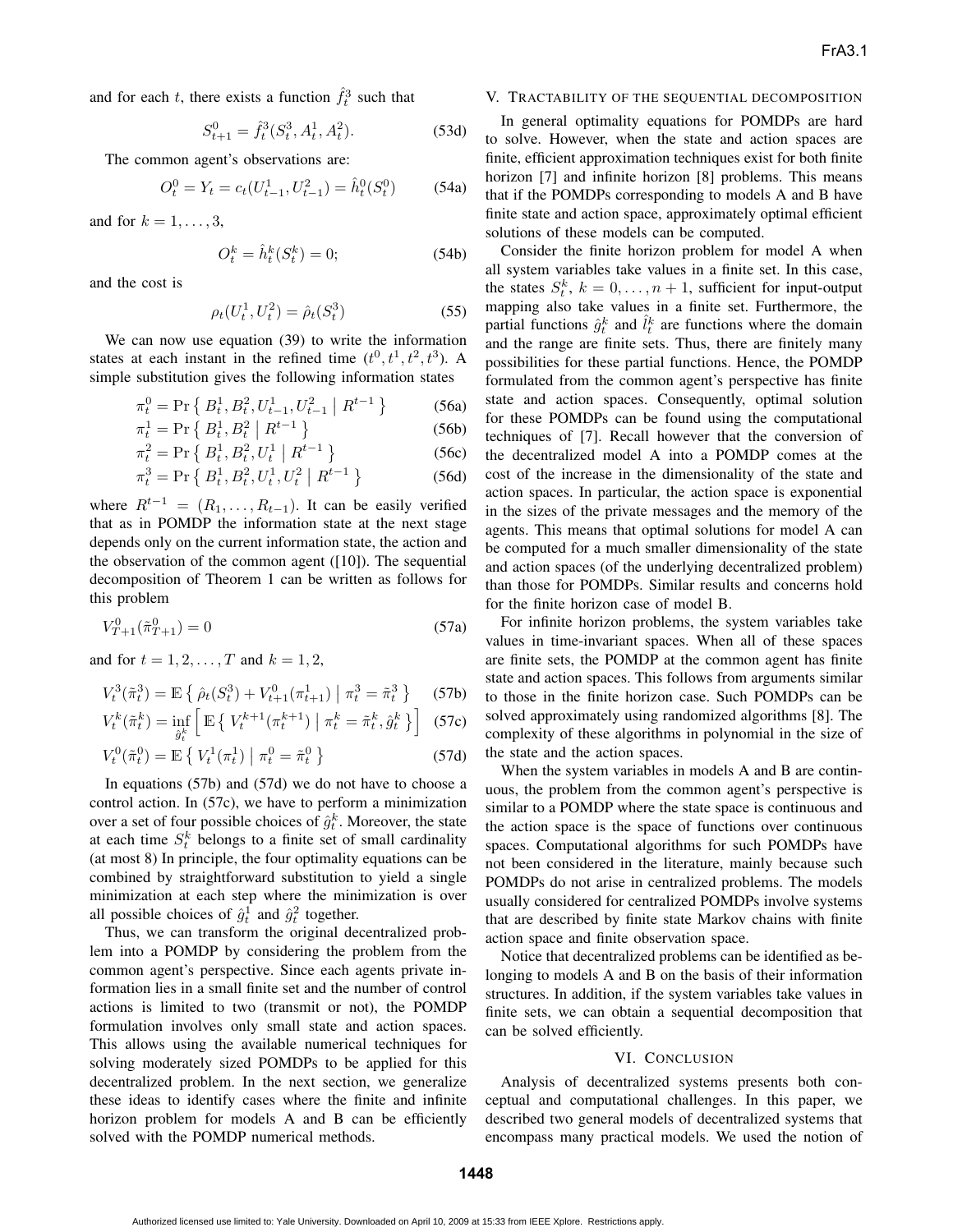and for each $t$, there exists a function $\hat{f}_t^3$ such that

$$S_{t+1}^0 = \hat{f}_t^3(S_t^3, A_t^1, A_t^2). \tag{53d}$$

The common agent's observations are:

$$O_t^0 = Y_t = c_t(U_{t-1}^1, U_{t-1}^2) = \hat{h}_t^0(S_t^0) \tag{54a}$$

and for $k = 1, \dots, 3$,

$$O_t^k = \hat{h}_t^k(S_t^k) = 0; \tag{54b}$$

and the cost is

$$\rho_t(U_t^1, U_t^2) = \hat{\rho}_t(S_t^3) \tag{55}$$

We can now use equation (39) to write the information states at each instant in the refined time $(t^0, t^1, t^2, t^3)$. A simple substitution gives the following information states

$$\pi_t^0 = \Pr\left\{ B_t^1, B_t^2, U_{t-1}^1, U_{t-1}^2 \mid R^{t-1} \right\} \tag{56a}$$

$$\pi_t^1 = \Pr\left\{ B_t^1, B_t^2 \mid R^{t-1} \right\} \tag{56b}$$

$$\pi_t^2 = \Pr\left\{ B_t^1, B_t^2, U_t^1 \mid R^{t-1} \right\} \tag{56c}$$

$$\pi_t^3 = \Pr\left\{ B_t^1, B_t^2, U_t^1, U_t^2 \mid R^{t-1} \right\} \tag{56d}$$

where $R^{t-1} = (R_1, \dots, R_{t-1})$. It can be easily verified that as in POMDP the information state at the next stage depends only on the current information state, the action and the observation of the common agent ([10]). The sequential decomposition of Theorem 1 can be written as follows for this problem

$$V_{T+1}^0(\tilde{\pi}_{T+1}^0) = 0 \tag{57a}$$

and for $t = 1, 2, \dots, T$ and $k = 1, 2$,

$$V_t^3(\tilde{\pi}_t^3) = \mathbb{E}\left\{ \hat{\rho}_t(S_t^3) + V_{t+1}^0(\pi_{t+1}^1) \mid \pi_t^3 = \tilde{\pi}_t^3 \right\} \tag{57b}$$

$$V_t^k(\tilde{\pi}_t^k) = \inf_{\hat{g}_t^k}\left[ \mathbb{E}\left\{ V_t^{k+1}(\pi_t^{k+1}) \mid \pi_t^k = \tilde{\pi}_t^k, \hat{g}_t^k \right\} \right] \tag{57c}$$

$$V_t^0(\tilde{\pi}_t^0) = \mathbb{E}\left\{ V_t^1(\pi_t^1) \mid \pi_t^0 = \tilde{\pi}_t^0 \right\} \tag{57d}$$

In equations (57b) and (57d) we do not have to choose a control action. In (57c), we have to perform a minimization over a set of four possible choices of $\hat{g}_t^k$. Moreover, the state at each time $S_t^k$ belongs to a finite set of small cardinality (at most 8) In principle, the four optimality equations can be combined by straightforward substitution to yield a single minimization at each step where the minimization is over all possible choices of $\hat{g}_t^1$ and $\hat{g}_t^2$ together.

Thus, we can transform the original decentralized problem into a POMDP by considering the problem from the common agent's perspective. Since each agents private information lies in a small finite set and the number of control actions is limited to two (transmit or not), the POMDP formulation involves only small state and action spaces. This allows using the available numerical techniques for solving moderately sized POMDPs to be applied for this decentralized problem. In the next section, we generalize these ideas to identify cases where the finite and infinite horizon problem for models A and B can be efficiently solved with the POMDP numerical methods.

## V. Tractability of the sequential decomposition

In general optimality equations for POMDPs are hard to solve. However, when the state and action spaces are finite, efficient approximation techniques exist for both finite horizon [7] and infinite horizon [8] problems. This means that if the POMDPs corresponding to models A and B have finite state and action space, approximately optimal efficient solutions of these models can be computed.

Consider the finite horizon problem for model A when all system variables take values in a finite set. In this case, the states $S_t^k$, $k = 0, \dots, n+1$, sufficient for input-output mapping also take values in a finite set. Furthermore, the partial functions $\hat{g}_t^k$ and $\hat{l}_t^k$ are functions where the domain and the range are finite sets. Thus, there are finitely many possibilities for these partial functions. Hence, the POMDP formulated from the common agent's perspective has finite state and action spaces. Consequently, optimal solution for these POMDPs can be found using the computational techniques of [7]. Recall however that the conversion of the decentralized model A into a POMDP comes at the cost of the increase in the dimensionality of the state and action spaces. In particular, the action space is exponential in the sizes of the private messages and the memory of the agents. This means that optimal solutions for model A can be computed for a much smaller dimensionality of the state and action spaces (of the underlying decentralized problem) than those for POMDPs. Similar results and concerns hold for the finite horizon case of model B.

For infinite horizon problems, the system variables take values in time-invariant spaces. When all of these spaces are finite sets, the POMDP at the common agent has finite state and action spaces. This follows from arguments similar to those in the finite horizon case. Such POMDPs can be solved approximately using randomized algorithms [8]. The complexity of these algorithms in polynomial in the size of the state and the action spaces.

When the system variables in models A and B are continuous, the problem from the common agent's perspective is similar to a POMDP where the state space is continuous and the action space is the space of functions over continuous spaces. Computational algorithms for such POMDPs have not been considered in the literature, mainly because such POMDPs do not arise in centralized problems. The models usually considered for centralized POMDPs involve systems that are described by finite state Markov chains with finite action space and finite observation space.

Notice that decentralized problems can be identified as belonging to models A and B on the basis of their information structures. In addition, if the system variables take values in finite sets, we can obtain a sequential decomposition that can be solved efficiently.

## VI. Conclusion

Analysis of decentralized systems presents both conceptual and computational challenges. In this paper, we described two general models of decentralized systems that encompass many practical models. We used the notion of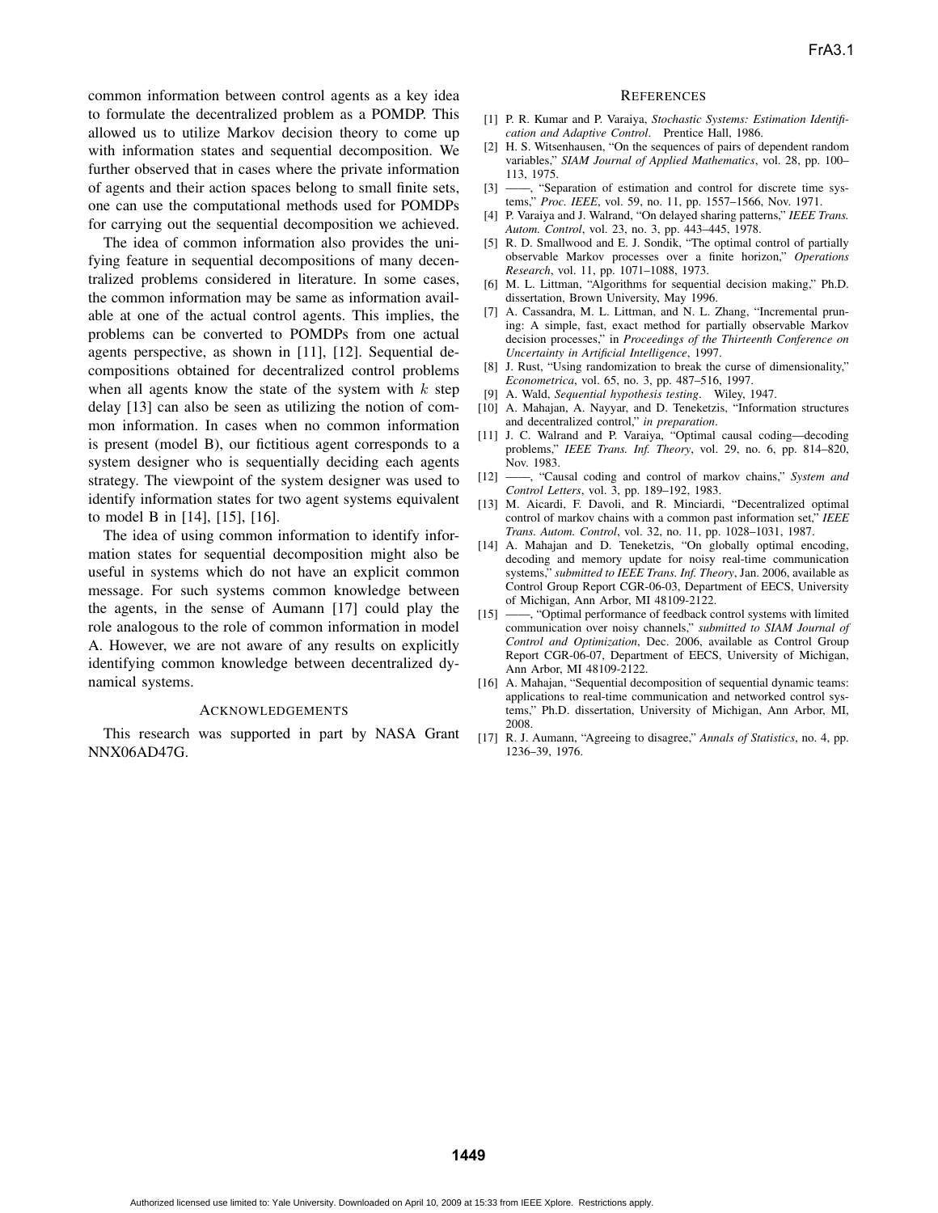common information between control agents as a key idea to formulate the decentralized problem as a POMDP. This allowed us to utilize Markov decision theory to come up with information states and sequential decomposition. We further observed that in cases where the private information of agents and their action spaces belong to small finite sets, one can use the computational methods used for POMDPs for carrying out the sequential decomposition we achieved.

The idea of common information also provides the unifying feature in sequential decompositions of many decentralized problems considered in literature. In some cases, the common information may be same as information available at one of the actual control agents. This implies, the problems can be converted to POMDPs from one actual agents perspective, as shown in [11], [12]. Sequential decompositions obtained for decentralized control problems when all agents know the state of the system with $k$ step delay [13] can also be seen as utilizing the notion of common information. In cases when no common information is present (model B), our fictitious agent corresponds to a system designer who is sequentially deciding each agents strategy. The viewpoint of the system designer was used to identify information states for two agent systems equivalent to model B in [14], [15], [16].

The idea of using common information to identify information states for sequential decomposition might also be useful in systems which do not have an explicit common message. For such systems common knowledge between the agents, in the sense of Aumann [17] could play the role analogous to the role of common information in model A. However, we are not aware of any results on explicitly identifying common knowledge between decentralized dynamical systems.

## Acknowledgements

This research was supported in part by NASA Grant NNX06AD47G.

## References

[1] P. R. Kumar and P. Varaiya, *Stochastic Systems: Estimation Identification and Adaptive Control*. Prentice Hall, 1986.

[2] H. S. Witsenhausen, "On the sequences of pairs of dependent random variables," *SIAM Journal of Applied Mathematics*, vol. 28, pp. 100–113, 1975.

[3] ——, "Separation of estimation and control for discrete time systems," *Proc. IEEE*, vol. 59, no. 11, pp. 1557–1566, Nov. 1971.

[4] P. Varaiya and J. Walrand, "On delayed sharing patterns," *IEEE Trans. Autom. Control*, vol. 23, no. 3, pp. 443–445, 1978.

[5] R. D. Smallwood and E. J. Sondik, "The optimal control of partially observable Markov processes over a finite horizon," *Operations Research*, vol. 11, pp. 1071–1088, 1973.

[6] M. L. Littman, "Algorithms for sequential decision making," Ph.D. dissertation, Brown University, May 1996.

[7] A. Cassandra, M. L. Littman, and N. L. Zhang, "Incremental pruning: A simple, fast, exact method for partially observable Markov decision processes," in *Proceedings of the Thirteenth Conference on Uncertainty in Artificial Intelligence*, 1997.

[8] J. Rust, "Using randomization to break the curse of dimensionality," *Econometrica*, vol. 65, no. 3, pp. 487–516, 1997.

[9] A. Wald, *Sequential hypothesis testing*. Wiley, 1947.

[10] A. Mahajan, A. Nayyar, and D. Teneketzis, "Information structures and decentralized control," *in preparation*.

[11] J. C. Walrand and P. Varaiya, "Optimal causal coding—decoding problems," *IEEE Trans. Inf. Theory*, vol. 29, no. 6, pp. 814–820, Nov. 1983.

[12] ——, "Causal coding and control of markov chains," *System and Control Letters*, vol. 3, pp. 189–192, 1983.

[13] M. Aicardi, F. Davoli, and R. Minciardi, "Decentralized optimal control of markov chains with a common past information set," *IEEE Trans. Autom. Control*, vol. 32, no. 11, pp. 1028–1031, 1987.

[14] A. Mahajan and D. Teneketzis, "On globally optimal encoding, decoding and memory update for noisy real-time communication systems," *submitted to IEEE Trans. Inf. Theory*, Jan. 2006, available as Control Group Report CGR-06-03, Department of EECS, University of Michigan, Ann Arbor, MI 48109-2122.

[15] ——, "Optimal performance of feedback control systems with limited communication over noisy channels," *submitted to SIAM Journal of Control and Optimization*, Dec. 2006, available as Control Group Report CGR-06-07, Department of EECS, University of Michigan, Ann Arbor, MI 48109-2122.

[16] A. Mahajan, "Sequential decomposition of sequential dynamic teams: applications to real-time communication and networked control systems," Ph.D. dissertation, University of Michigan, Ann Arbor, MI, 2008.

[17] R. J. Aumann, "Agreeing to disagree," *Annals of Statistics*, no. 4, pp. 1236–39, 1976.